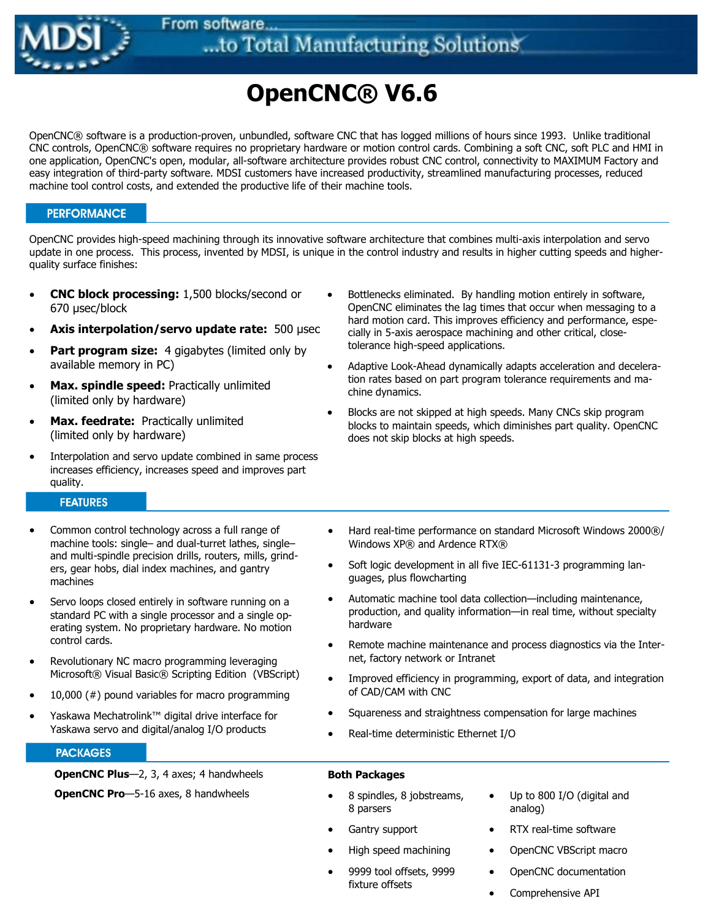From software...
...to Total Manufacturing Solutions

# OpenCNC® V6.6

OpenCNC® software is a production-proven, unbundled, software CNC that has logged millions of hours since 1993. Unlike traditional CNC controls, OpenCNC® software requires no proprietary hardware or motion control cards. Combining a soft CNC, soft PLC and HMI in one application, OpenCNC's open, modular, all-software architecture provides robust CNC control, connectivity to MAXIMUM Factory and easy integration of third-party software. MDSI customers have increased productivity, streamlined manufacturing processes, reduced machine tool control costs, and extended the productive life of their machine tools.

## PERFORMANCE

OpenCNC provides high-speed machining through its innovative software architecture that combines multi-axis interpolation and servo update in one process. This process, invented by MDSI, is unique in the control industry and results in higher cutting speeds and higher-quality surface finishes:

- **CNC block processing:** 1,500 blocks/second or 670 µsec/block
- **Axis interpolation/servo update rate:** 500 µsec
- **Part program size:** 4 gigabytes (limited only by available memory in PC)
- **Max. spindle speed:** Practically unlimited (limited only by hardware)
- **Max. feedrate:** Practically unlimited (limited only by hardware)
- Interpolation and servo update combined in same process increases efficiency, increases speed and improves part quality.
- Bottlenecks eliminated. By handling motion entirely in software, OpenCNC eliminates the lag times that occur when messaging to a hard motion card. This improves efficiency and performance, especially in 5-axis aerospace machining and other critical, close-tolerance high-speed applications.
- Adaptive Look-Ahead dynamically adapts acceleration and deceleration rates based on part program tolerance requirements and machine dynamics.
- Blocks are not skipped at high speeds. Many CNCs skip program blocks to maintain speeds, which diminishes part quality. OpenCNC does not skip blocks at high speeds.

## FEATURES

- Common control technology across a full range of machine tools: single– and dual-turret lathes, single– and multi-spindle precision drills, routers, mills, grinders, gear hobs, dial index machines, and gantry machines
- Servo loops closed entirely in software running on a standard PC with a single processor and a single operating system. No proprietary hardware. No motion control cards.
- Revolutionary NC macro programming leveraging Microsoft® Visual Basic® Scripting Edition (VBScript)
- 10,000 (#) pound variables for macro programming
- Yaskawa Mechatrolink™ digital drive interface for Yaskawa servo and digital/analog I/O products
- Hard real-time performance on standard Microsoft Windows 2000®/ Windows XP® and Ardence RTX®
- Soft logic development in all five IEC-61131-3 programming languages, plus flowcharting
- Automatic machine tool data collection—including maintenance, production, and quality information—in real time, without specialty hardware
- Remote machine maintenance and process diagnostics via the Internet, factory network or Intranet
- Improved efficiency in programming, export of data, and integration of CAD/CAM with CNC
- Squareness and straightness compensation for large machines
- Real-time deterministic Ethernet I/O

## PACKAGES

**OpenCNC Plus**—2, 3, 4 axes; 4 handwheels

**OpenCNC Pro**—5-16 axes, 8 handwheels

**Both Packages**

- 8 spindles, 8 jobstreams, 8 parsers
- Gantry support
- High speed machining
- 9999 tool offsets, 9999 fixture offsets
- Up to 800 I/O (digital and analog)
- RTX real-time software
- OpenCNC VBScript macro
- OpenCNC documentation
- Comprehensive API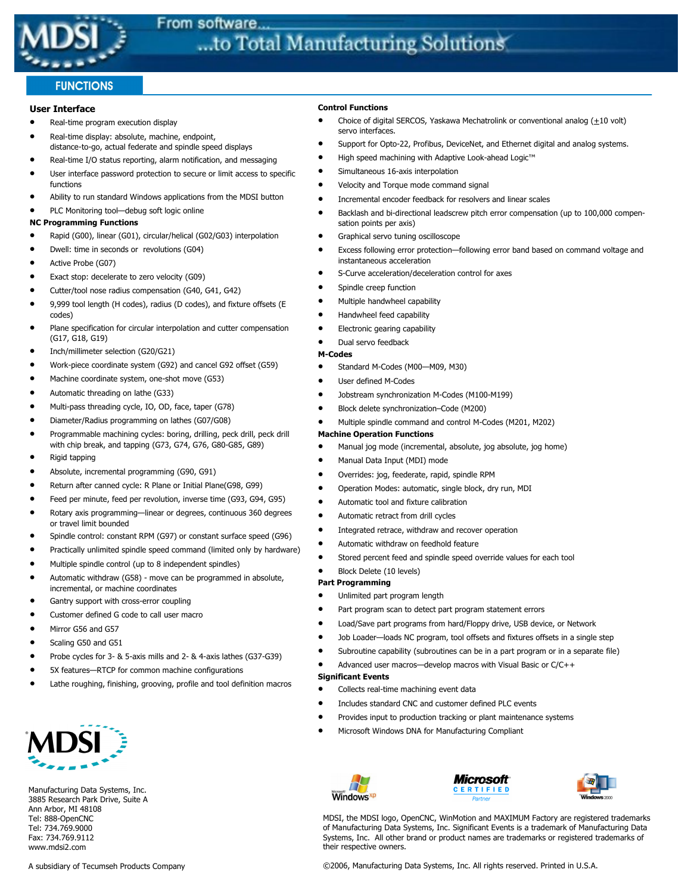## FUNCTIONS

### User Interface

- Real-time program execution display
- Real-time display: absolute, machine, endpoint, distance-to-go, actual federate and spindle speed displays
- Real-time I/O status reporting, alarm notification, and messaging
- User interface password protection to secure or limit access to specific functions
- Ability to run standard Windows applications from the MDSI button
- PLC Monitoring tool—debug soft logic online

### NC Programming Functions

- Rapid (G00), linear (G01), circular/helical (G02/G03) interpolation
- Dwell: time in seconds or revolutions (G04)
- Active Probe (G07)
- Exact stop: decelerate to zero velocity (G09)
- Cutter/tool nose radius compensation (G40, G41, G42)
- 9,999 tool length (H codes), radius (D codes), and fixture offsets (E codes)
- Plane specification for circular interpolation and cutter compensation (G17, G18, G19)
- Inch/millimeter selection (G20/G21)
- Work-piece coordinate system (G92) and cancel G92 offset (G59)
- Machine coordinate system, one-shot move (G53)
- Automatic threading on lathe (G33)
- Multi-pass threading cycle, IO, OD, face, taper (G78)
- Diameter/Radius programming on lathes (G07/G08)
- Programmable machining cycles: boring, drilling, peck drill, peck drill with chip break, and tapping (G73, G74, G76, G80-G85, G89)
- Rigid tapping
- Absolute, incremental programming (G90, G91)
- Return after canned cycle: R Plane or Initial Plane(G98, G99)
- Feed per minute, feed per revolution, inverse time (G93, G94, G95)
- Rotary axis programming—linear or degrees, continuous 360 degrees or travel limit bounded
- Spindle control: constant RPM (G97) or constant surface speed (G96)
- Practically unlimited spindle speed command (limited only by hardware)
- Multiple spindle control (up to 8 independent spindles)
- Automatic withdraw (G58) - move can be programmed in absolute, incremental, or machine coordinates
- Gantry support with cross-error coupling
- Customer defined G code to call user macro
- Mirror G56 and G57
- Scaling G50 and G51
- Probe cycles for 3- & 5-axis mills and 2- & 4-axis lathes (G37-G39)
- 5X features—RTCP for common machine configurations
- Lathe roughing, finishing, grooving, profile and tool definition macros

### Control Functions

- Choice of digital SERCOS, Yaskawa Mechatrolink or conventional analog (±10 volt) servo interfaces.
- Support for Opto-22, Profibus, DeviceNet, and Ethernet digital and analog systems.
- High speed machining with Adaptive Look-ahead Logic™
- Simultaneous 16-axis interpolation
- Velocity and Torque mode command signal
- Incremental encoder feedback for resolvers and linear scales
- Backlash and bi-directional leadscrew pitch error compensation (up to 100,000 compensation points per axis)
- Graphical servo tuning oscilloscope
- Excess following error protection—following error band based on command voltage and instantaneous acceleration
- S-Curve acceleration/deceleration control for axes
- Spindle creep function
- Multiple handwheel capability
- Handwheel feed capability
- Electronic gearing capability
- Dual servo feedback

### M-Codes

- Standard M-Codes (M00—M09, M30)
- User defined M-Codes
- Jobstream synchronization M-Codes (M100-M199)
- Block delete synchronization–Code (M200)
- Multiple spindle command and control M-Codes (M201, M202)

### Machine Operation Functions

- Manual jog mode (incremental, absolute, jog absolute, jog home)
- Manual Data Input (MDI) mode
- Overrides: jog, feederate, rapid, spindle RPM
- Operation Modes: automatic, single block, dry run, MDI
- Automatic tool and fixture calibration
- Automatic retract from drill cycles
- Integrated retrace, withdraw and recover operation
- Automatic withdraw on feedhold feature
- Stored percent feed and spindle speed override values for each tool
- Block Delete (10 levels)

### Part Programming

- Unlimited part program length
- Part program scan to detect part program statement errors
- Load/Save part programs from hard/Floppy drive, USB device, or Network
- Job Loader—loads NC program, tool offsets and fixtures offsets in a single step
- Subroutine capability (subroutines can be in a part program or in a separate file)
- Advanced user macros—develop macros with Visual Basic or C/C++

### Significant Events

- Collects real-time machining event data
- Includes standard CNC and customer defined PLC events
- Provides input to production tracking or plant maintenance systems
- Microsoft Windows DNA for Manufacturing Compliant

Manufacturing Data Systems, Inc.
3885 Research Park Drive, Suite A
Ann Arbor, MI 48108
Tel: 888-OpenCNC
Tel: 734.769.9000
Fax: 734.769.9112
www.mdsi2.com

A subsidiary of Tecumseh Products Company

MDSI, the MDSI logo, OpenCNC, WinMotion and MAXIMUM Factory are registered trademarks of Manufacturing Data Systems, Inc. Significant Events is a trademark of Manufacturing Data Systems, Inc. All other brand or product names are trademarks or registered trademarks of their respective owners.

©2006, Manufacturing Data Systems, Inc. All rights reserved. Printed in U.S.A.